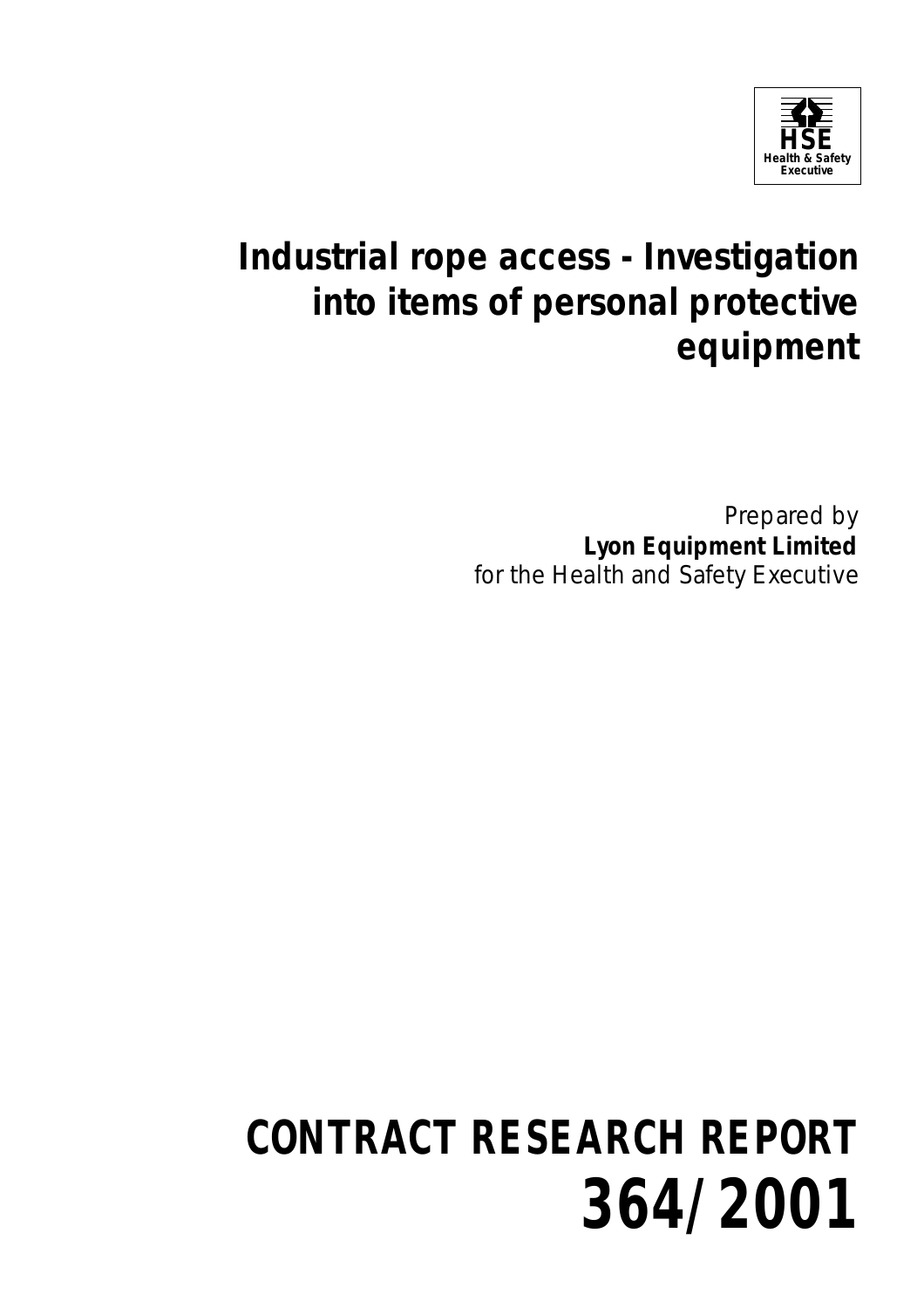HSE
Health & Safety Executive

# Industrial rope access - Investigation into items of personal protective equipment

Prepared by
**Lyon Equipment Limited**
for the Health and Safety Executive

# CONTRACT RESEARCH REPORT
# 364/2001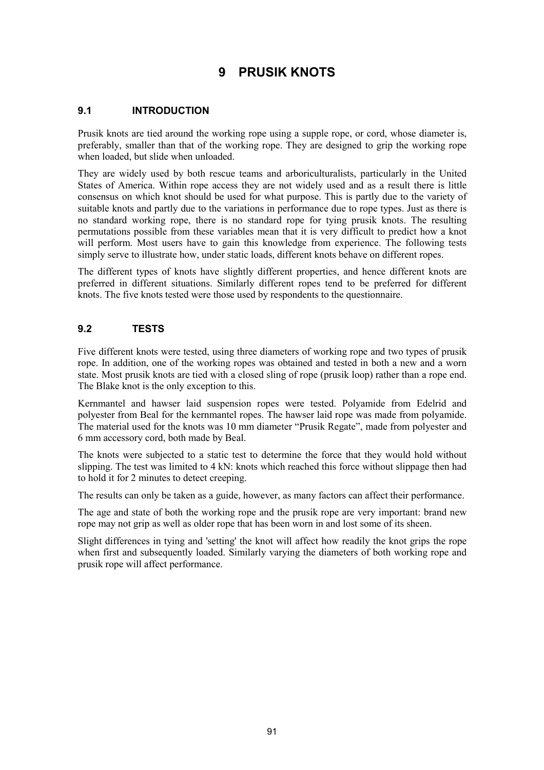# 9 PRUSIK KNOTS

## 9.1 INTRODUCTION

Prusik knots are tied around the working rope using a supple rope, or cord, whose diameter is, preferably, smaller than that of the working rope. They are designed to grip the working rope when loaded, but slide when unloaded.

They are widely used by both rescue teams and arboriculturalists, particularly in the United States of America. Within rope access they are not widely used and as a result there is little consensus on which knot should be used for what purpose. This is partly due to the variety of suitable knots and partly due to the variations in performance due to rope types. Just as there is no standard working rope, there is no standard rope for tying prusik knots. The resulting permutations possible from these variables mean that it is very difficult to predict how a knot will perform. Most users have to gain this knowledge from experience. The following tests simply serve to illustrate how, under static loads, different knots behave on different ropes.

The different types of knots have slightly different properties, and hence different knots are preferred in different situations. Similarly different ropes tend to be preferred for different knots. The five knots tested were those used by respondents to the questionnaire.

## 9.2 TESTS

Five different knots were tested, using three diameters of working rope and two types of prusik rope. In addition, one of the working ropes was obtained and tested in both a new and a worn state. Most prusik knots are tied with a closed sling of rope (prusik loop) rather than a rope end. The Blake knot is the only exception to this.

Kernmantel and hawser laid suspension ropes were tested. Polyamide from Edelrid and polyester from Beal for the kernmantel ropes. The hawser laid rope was made from polyamide. The material used for the knots was 10 mm diameter “Prusik Regate”, made from polyester and 6 mm accessory cord, both made by Beal.

The knots were subjected to a static test to determine the force that they would hold without slipping. The test was limited to 4 kN: knots which reached this force without slippage then had to hold it for 2 minutes to detect creeping.

The results can only be taken as a guide, however, as many factors can affect their performance.

The age and state of both the working rope and the prusik rope are very important: brand new rope may not grip as well as older rope that has been worn in and lost some of its sheen.

Slight differences in tying and 'setting' the knot will affect how readily the knot grips the rope when first and subsequently loaded. Similarly varying the diameters of both working rope and prusik rope will affect performance.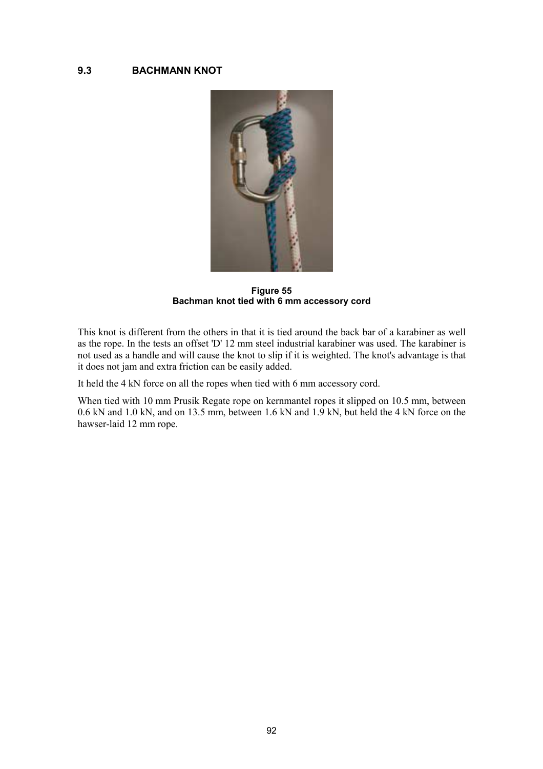## 9.3 BACHMANN KNOT

**Figure 55**
**Bachman knot tied with 6 mm accessory cord**

This knot is different from the others in that it is tied around the back bar of a karabiner as well as the rope. In the tests an offset 'D' 12 mm steel industrial karabiner was used. The karabiner is not used as a handle and will cause the knot to slip if it is weighted. The knot's advantage is that it does not jam and extra friction can be easily added.

It held the 4 kN force on all the ropes when tied with 6 mm accessory cord.

When tied with 10 mm Prusik Regate rope on kernmantel ropes it slipped on 10.5 mm, between 0.6 kN and 1.0 kN, and on 13.5 mm, between 1.6 kN and 1.9 kN, but held the 4 kN force on the hawser-laid 12 mm rope.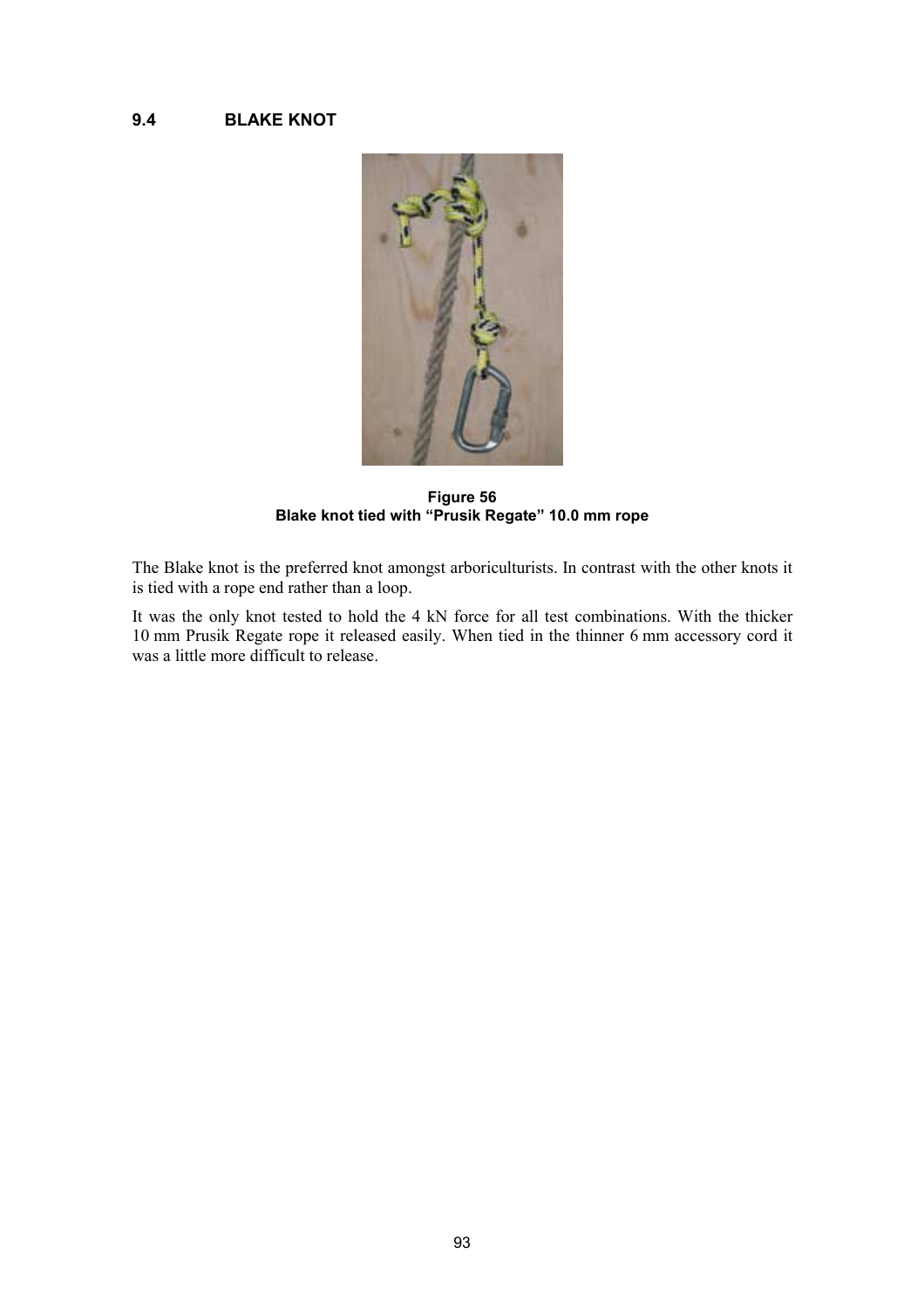## 9.4 BLAKE KNOT

**Figure 56**
**Blake knot tied with "Prusik Regate" 10.0 mm rope**

The Blake knot is the preferred knot amongst arboriculturists. In contrast with the other knots it is tied with a rope end rather than a loop.

It was the only knot tested to hold the 4 kN force for all test combinations. With the thicker 10 mm Prusik Regate rope it released easily. When tied in the thinner 6 mm accessory cord it was a little more difficult to release.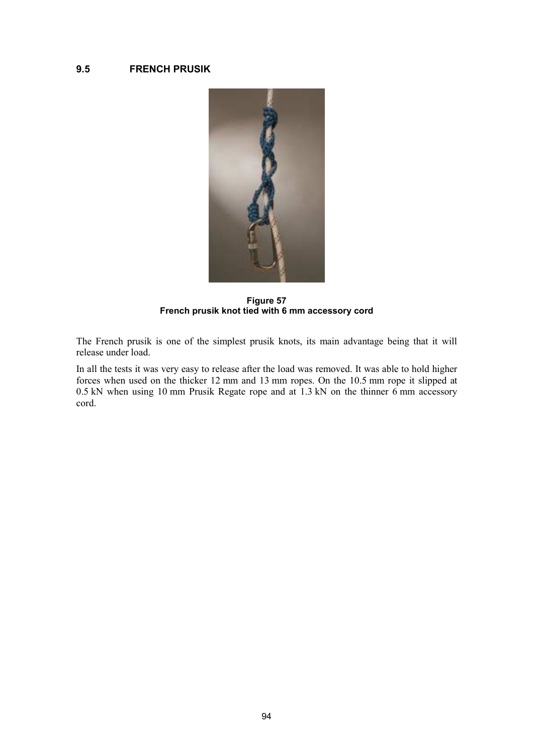## 9.5 FRENCH PRUSIK

**Figure 57**
**French prusik knot tied with 6 mm accessory cord**

The French prusik is one of the simplest prusik knots, its main advantage being that it will release under load.

In all the tests it was very easy to release after the load was removed. It was able to hold higher forces when used on the thicker 12 mm and 13 mm ropes. On the 10.5 mm rope it slipped at 0.5 kN when using 10 mm Prusik Regate rope and at 1.3 kN on the thinner 6 mm accessory cord.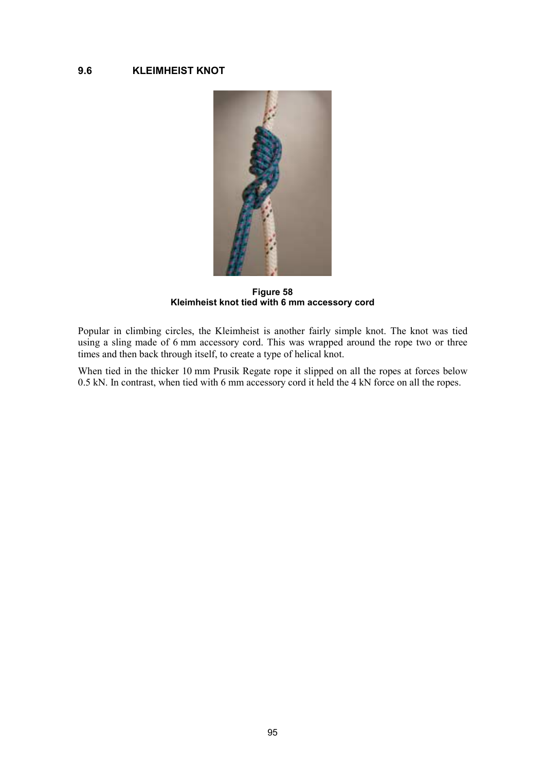## 9.6 KLEIMHEIST KNOT

**Figure 58**
**Kleimheist knot tied with 6 mm accessory cord**

Popular in climbing circles, the Kleimheist is another fairly simple knot. The knot was tied using a sling made of 6 mm accessory cord. This was wrapped around the rope two or three times and then back through itself, to create a type of helical knot.

When tied in the thicker 10 mm Prusik Regate rope it slipped on all the ropes at forces below 0.5 kN. In contrast, when tied with 6 mm accessory cord it held the 4 kN force on all the ropes.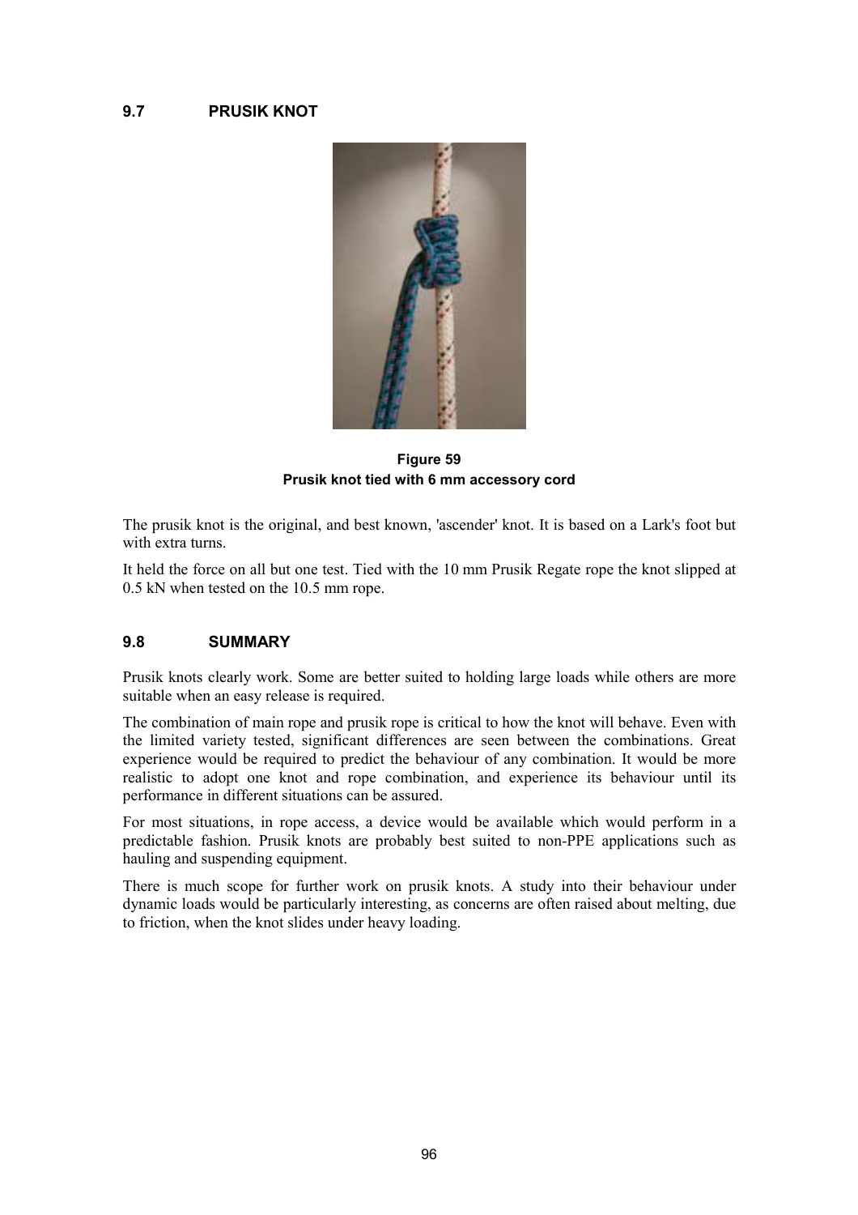## 9.7 PRUSIK KNOT

**Figure 59**
**Prusik knot tied with 6 mm accessory cord**

The prusik knot is the original, and best known, 'ascender' knot. It is based on a Lark's foot but with extra turns.

It held the force on all but one test. Tied with the 10 mm Prusik Regate rope the knot slipped at 0.5 kN when tested on the 10.5 mm rope.

## 9.8 SUMMARY

Prusik knots clearly work. Some are better suited to holding large loads while others are more suitable when an easy release is required.

The combination of main rope and prusik rope is critical to how the knot will behave. Even with the limited variety tested, significant differences are seen between the combinations. Great experience would be required to predict the behaviour of any combination. It would be more realistic to adopt one knot and rope combination, and experience its behaviour until its performance in different situations can be assured.

For most situations, in rope access, a device would be available which would perform in a predictable fashion. Prusik knots are probably best suited to non-PPE applications such as hauling and suspending equipment.

There is much scope for further work on prusik knots. A study into their behaviour under dynamic loads would be particularly interesting, as concerns are often raised about melting, due to friction, when the knot slides under heavy loading.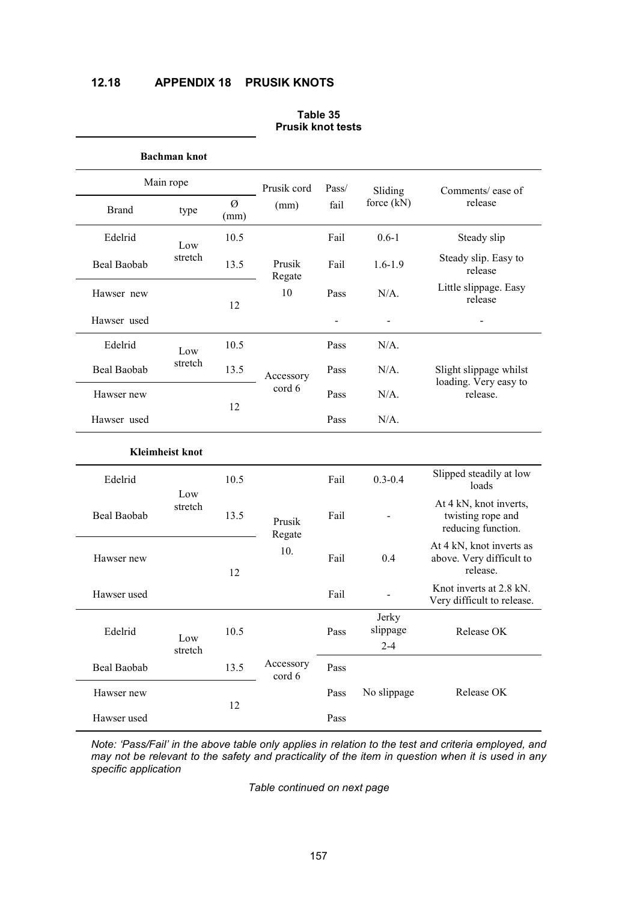## 12.18 APPENDIX 18 PRUSIK KNOTS

**Table 35**
**Prusik knot tests**

| Main rope | | | Prusik cord (mm) | Pass/ fail | Sliding force (kN) | Comments/ ease of release |
|---|---|---|---|---|---|---|
| Brand | type | Ø (mm) | | | | |
| **Bachman knot** | | | | | | |
| Edelrid | Low stretch | 10.5 | Prusik Regate 10 | Fail | 0.6-1 | Steady slip |
| Beal Baobab | Low stretch | 13.5 | Prusik Regate 10 | Fail | 1.6-1.9 | Steady slip. Easy to release |
| Hawser new | | 12 | Prusik Regate 10 | Pass | N/A. | Little slippage. Easy release |
| Hawser used | | 12 | Prusik Regate 10 | - | - | - |
| Edelrid | Low stretch | 10.5 | Accessory cord 6 | Pass | N/A. | Slight slippage whilst loading. Very easy to release. |
| Beal Baobab | Low stretch | 13.5 | Accessory cord 6 | Pass | N/A. | Slight slippage whilst loading. Very easy to release. |
| Hawser new | | 12 | Accessory cord 6 | Pass | N/A. | Slight slippage whilst loading. Very easy to release. |
| Hawser used | | 12 | Accessory cord 6 | Pass | N/A. | Slight slippage whilst loading. Very easy to release. |
| **Kleimheist knot** | | | | | | |
| Edelrid | Low stretch | 10.5 | Prusik Regate 10. | Fail | 0.3-0.4 | Slipped steadily at low loads |
| Beal Baobab | Low stretch | 13.5 | Prusik Regate 10. | Fail | - | At 4 kN, knot inverts, twisting rope and reducing function. |
| Hawser new | | 12 | Prusik Regate 10. | Fail | 0.4 | At 4 kN, knot inverts as above. Very difficult to release. |
| Hawser used | | 12 | Prusik Regate 10. | Fail | - | Knot inverts at 2.8 kN. Very difficult to release. |
| Edelrid | Low stretch | 10.5 | Accessory cord 6 | Pass | Jerky slippage 2-4 | Release OK |
| Beal Baobab | Low stretch | 13.5 | Accessory cord 6 | Pass | No slippage | Release OK |
| Hawser new | | 12 | Accessory cord 6 | Pass | No slippage | Release OK |
| Hawser used | | 12 | Accessory cord 6 | Pass | No slippage | Release OK |

*Note: 'Pass/Fail' in the above table only applies in relation to the test and criteria employed, and may not be relevant to the safety and practicality of the item in question when it is used in any specific application*

*Table continued on next page*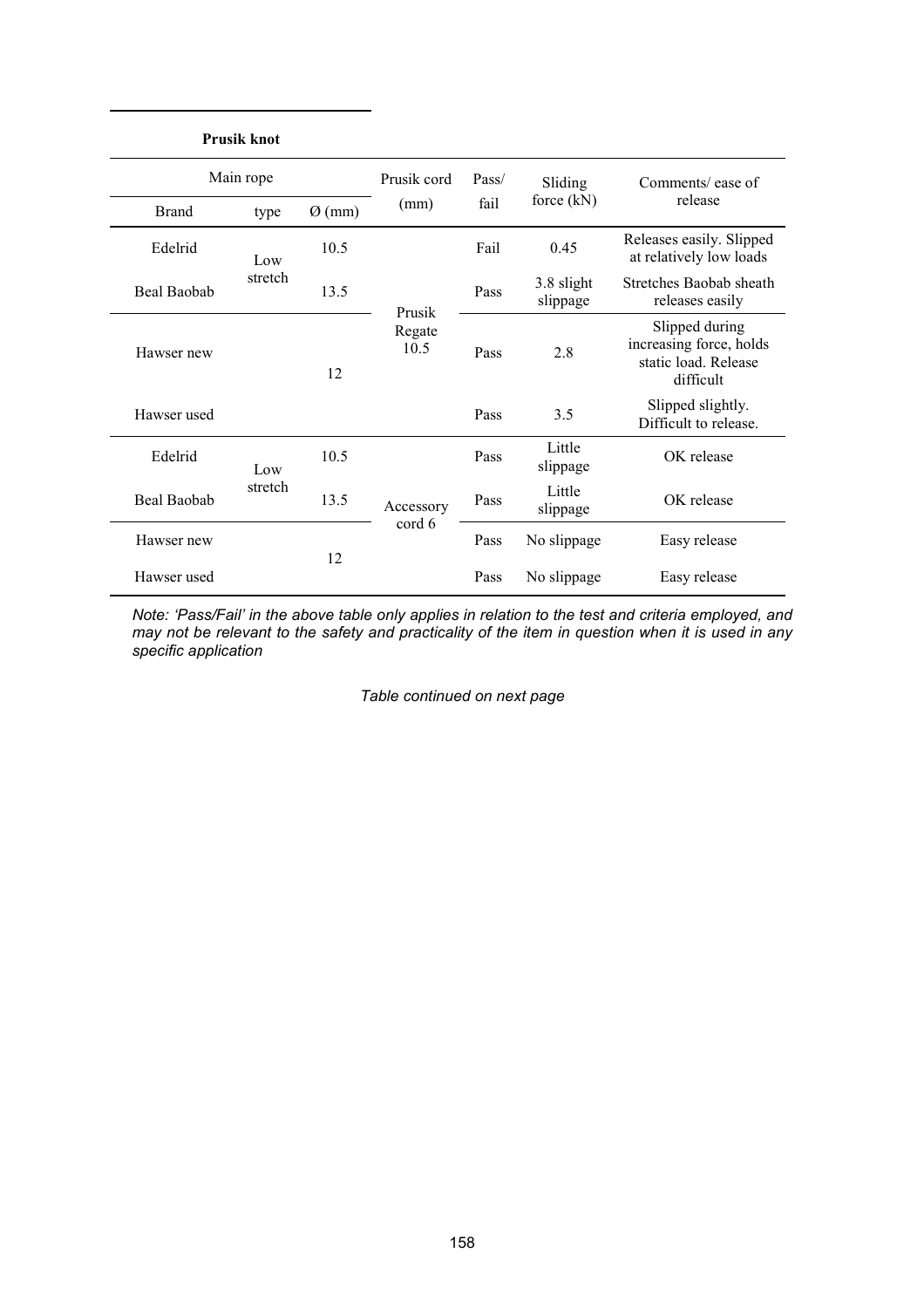**Prusik knot**

| Main rope | | | Prusik cord (mm) | Pass/ fail | Sliding force (kN) | Comments/ ease of release |
|---|---|---|---|---|---|---|
| Brand | type | Ø (mm) | | | | |
| Edelrid | Low stretch | 10.5 | Prusik Regate 10.5 | Fail | 0.45 | Releases easily. Slipped at relatively low loads |
| Beal Baobab | | 13.5 | | Pass | 3.8 slight slippage | Stretches Baobab sheath releases easily |
| Hawser new | | 12 | | Pass | 2.8 | Slipped during increasing force, holds static load. Release difficult |
| Hawser used | | | | Pass | 3.5 | Slipped slightly. Difficult to release. |
| Edelrid | Low stretch | 10.5 | Accessory cord 6 | Pass | Little slippage | OK release |
| Beal Baobab | | 13.5 | | Pass | Little slippage | OK release |
| Hawser new | | 12 | | Pass | No slippage | Easy release |
| Hawser used | | | | Pass | No slippage | Easy release |

*Note: 'Pass/Fail' in the above table only applies in relation to the test and criteria employed, and may not be relevant to the safety and practicality of the item in question when it is used in any specific application*

*Table continued on next page*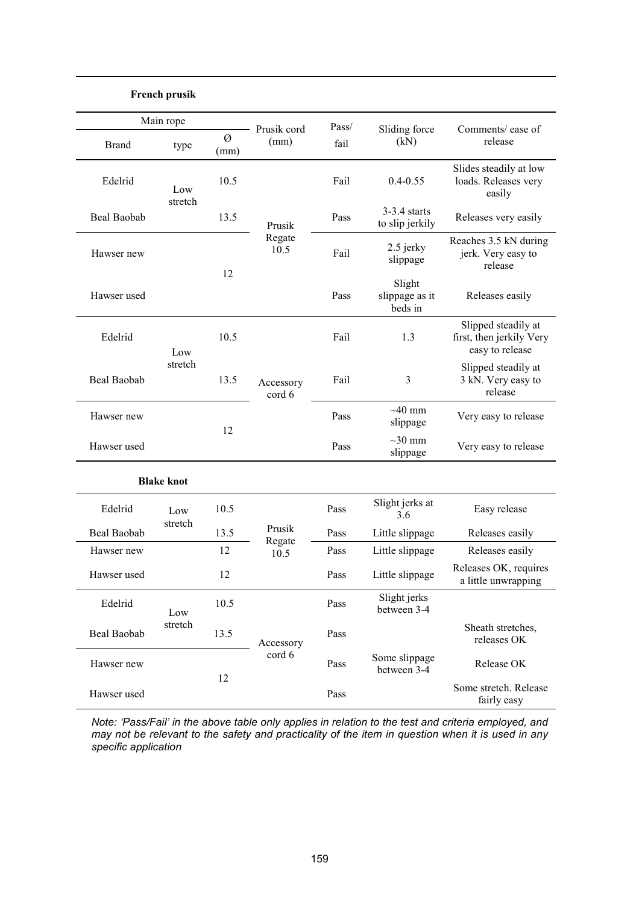| French prusik | | | | | | |
|---|---|---|---|---|---|---|
| Main rope | | | Prusik cord (mm) | Pass/ fail | Sliding force (kN) | Comments/ ease of release |
| Brand | type | Ø (mm) | | | | |
| Edelrid | Low stretch | 10.5 | Prusik Regate 10.5 | Fail | 0.4-0.55 | Slides steadily at low loads. Releases very easily |
| Beal Baobab | | 13.5 | | Pass | 3-3.4 starts to slip jerkily | Releases very easily |
| Hawser new | | 12 | | Fail | 2.5 jerky slippage | Reaches 3.5 kN during jerk. Very easy to release |
| Hawser used | | | | Pass | Slight slippage as it beds in | Releases easily |
| Edelrid | Low stretch | 10.5 | Accessory cord 6 | Fail | 1.3 | Slipped steadily at first, then jerkily Very easy to release |
| Beal Baobab | | 13.5 | | Fail | 3 | Slipped steadily at 3 kN. Very easy to release |
| Hawser new | | 12 | | Pass | ~40 mm slippage | Very easy to release |
| Hawser used | | | | Pass | ~30 mm slippage | Very easy to release |
| **Blake knot** | | | | | | |
| Edelrid | Low stretch | 10.5 | Prusik Regate 10.5 | Pass | Slight jerks at 3.6 | Easy release |
| Beal Baobab | | 13.5 | | Pass | Little slippage | Releases easily |
| Hawser new | | 12 | | Pass | Little slippage | Releases easily |
| Hawser used | | 12 | | Pass | Little slippage | Releases OK, requires a little unwrapping |
| Edelrid | Low stretch | 10.5 | Accessory cord 6 | Pass | Slight jerks between 3-4 | |
| Beal Baobab | | 13.5 | | Pass | | Sheath stretches, releases OK |
| Hawser new | | 12 | | Pass | Some slippage between 3-4 | Release OK |
| Hawser used | | | | Pass | | Some stretch. Release fairly easy |

*Note: 'Pass/Fail' in the above table only applies in relation to the test and criteria employed, and may not be relevant to the safety and practicality of the item in question when it is used in any specific application*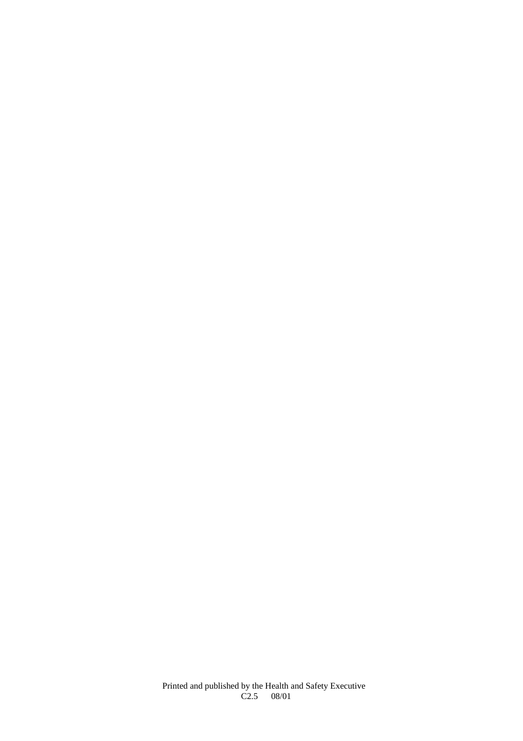Printed and published by the Health and Safety Executive
C2.5 08/01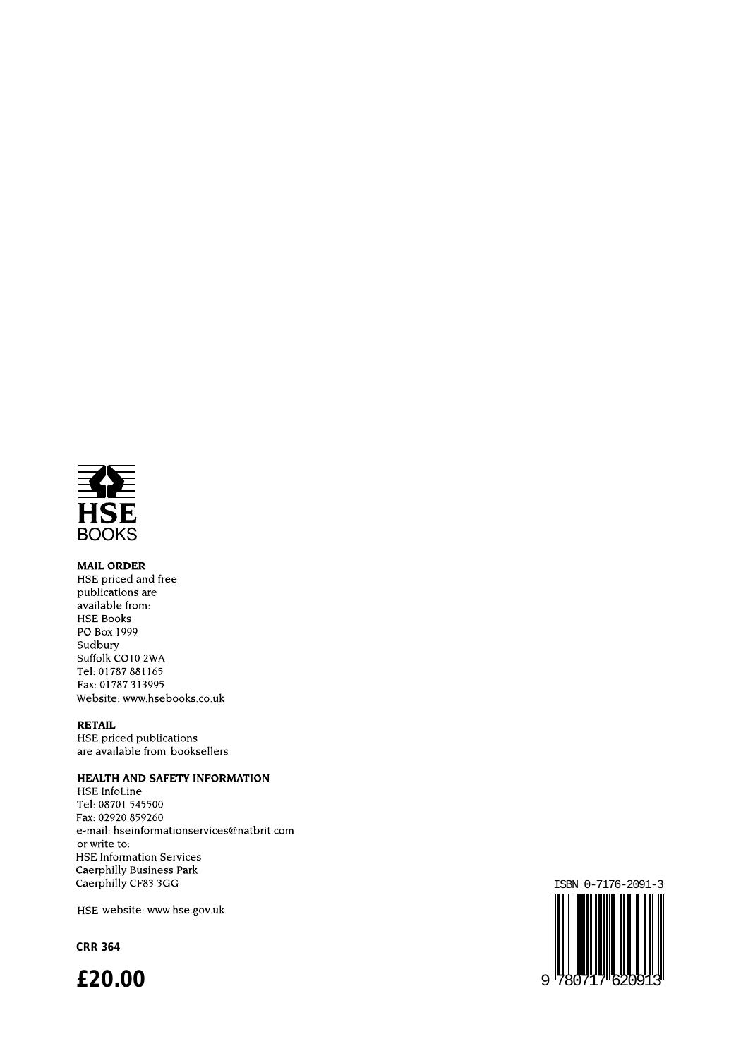HSE BOOKS

**MAIL ORDER**
HSE priced and free
publications are
available from:
HSE Books
PO Box 1999
Sudbury
Suffolk CO10 2WA
Tel: 01787 881165
Fax: 01787 313995
Website: www.hsebooks.co.uk

**RETAIL**
HSE priced publications
are available from booksellers

**HEALTH AND SAFETY INFORMATION**
HSE InfoLine
Tel: 08701 545500
Fax: 02920 859260
e-mail: hseinformationservices@natbrit.com
or write to:
HSE Information Services
Caerphilly Business Park
Caerphilly CF83 3GG

HSE website: www.hse.gov.uk

**CRR 364**

**£20.00**

ISBN 0-7176-2091-3

9 780717 620913